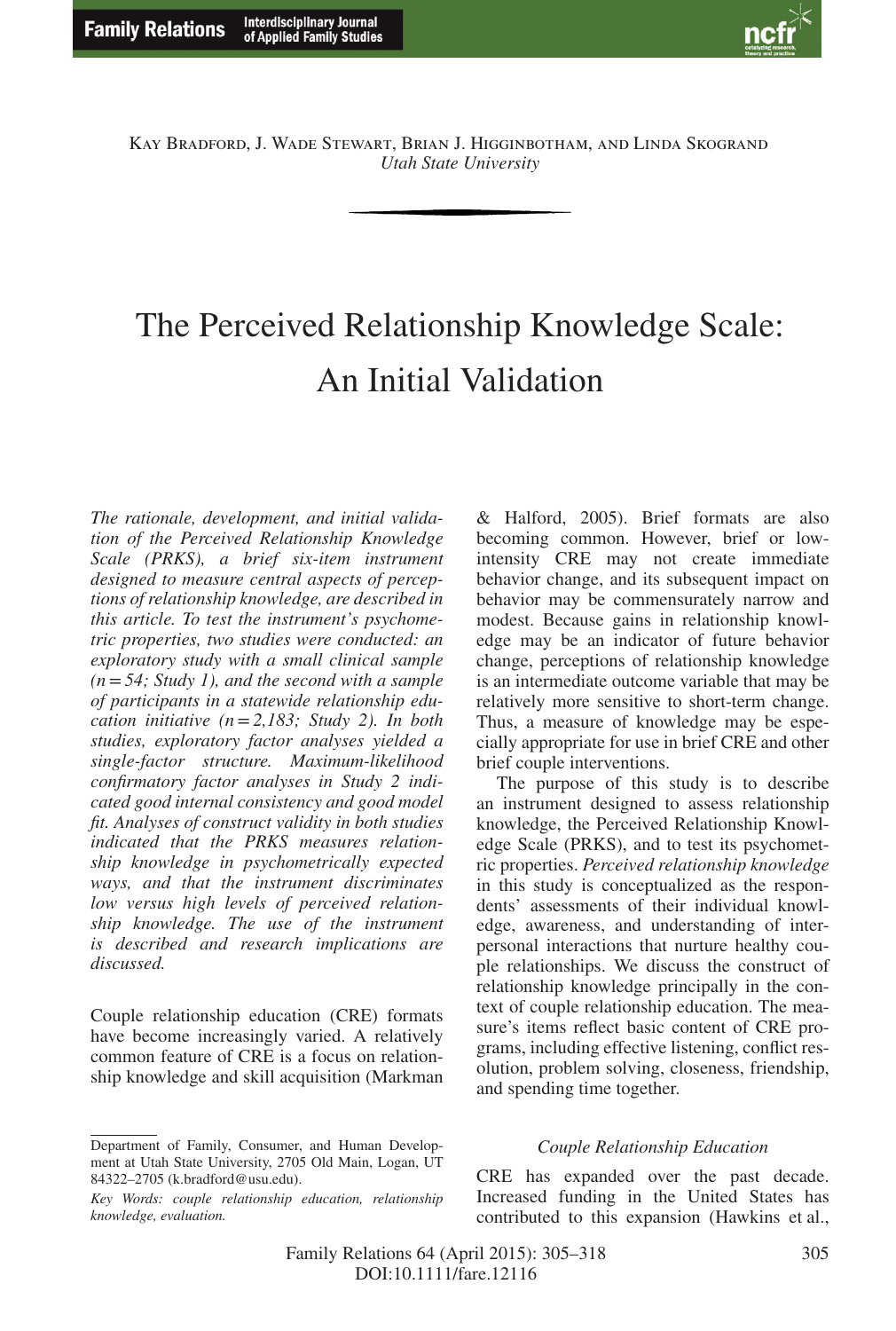Kay Bradford, J. Wade Stewart, Brian J. Higginbotham, and Linda Skogrand
*Utah State University*

# The Perceived Relationship Knowledge Scale: An Initial Validation

*The rationale, development, and initial validation of the Perceived Relationship Knowledge Scale (PRKS), a brief six-item instrument designed to measure central aspects of perceptions of relationship knowledge, are described in this article. To test the instrument's psychometric properties, two studies were conducted: an exploratory study with a small clinical sample (n = 54; Study 1), and the second with a sample of participants in a statewide relationship education initiative (n = 2,183; Study 2). In both studies, exploratory factor analyses yielded a single-factor structure. Maximum-likelihood confirmatory factor analyses in Study 2 indicated good internal consistency and good model fit. Analyses of construct validity in both studies indicated that the PRKS measures relationship knowledge in psychometrically expected ways, and that the instrument discriminates low versus high levels of perceived relationship knowledge. The use of the instrument is described and research implications are discussed.*

Couple relationship education (CRE) formats have become increasingly varied. A relatively common feature of CRE is a focus on relationship knowledge and skill acquisition (Markman & Halford, 2005). Brief formats are also becoming common. However, brief or low-intensity CRE may not create immediate behavior change, and its subsequent impact on behavior may be commensurately narrow and modest. Because gains in relationship knowledge may be an indicator of future behavior change, perceptions of relationship knowledge is an intermediate outcome variable that may be relatively more sensitive to short-term change. Thus, a measure of knowledge may be especially appropriate for use in brief CRE and other brief couple interventions.

The purpose of this study is to describe an instrument designed to assess relationship knowledge, the Perceived Relationship Knowledge Scale (PRKS), and to test its psychometric properties. *Perceived relationship knowledge* in this study is conceptualized as the respondents' assessments of their individual knowledge, awareness, and understanding of interpersonal interactions that nurture healthy couple relationships. We discuss the construct of relationship knowledge principally in the context of couple relationship education. The measure's items reflect basic content of CRE programs, including effective listening, conflict resolution, problem solving, closeness, friendship, and spending time together.

### *Couple Relationship Education*

CRE has expanded over the past decade. Increased funding in the United States has contributed to this expansion (Hawkins et al.,

---

Department of Family, Consumer, and Human Development at Utah State University, 2705 Old Main, Logan, UT 84322–2705 (k.bradford@usu.edu).

*Key Words: couple relationship education, relationship knowledge, evaluation.*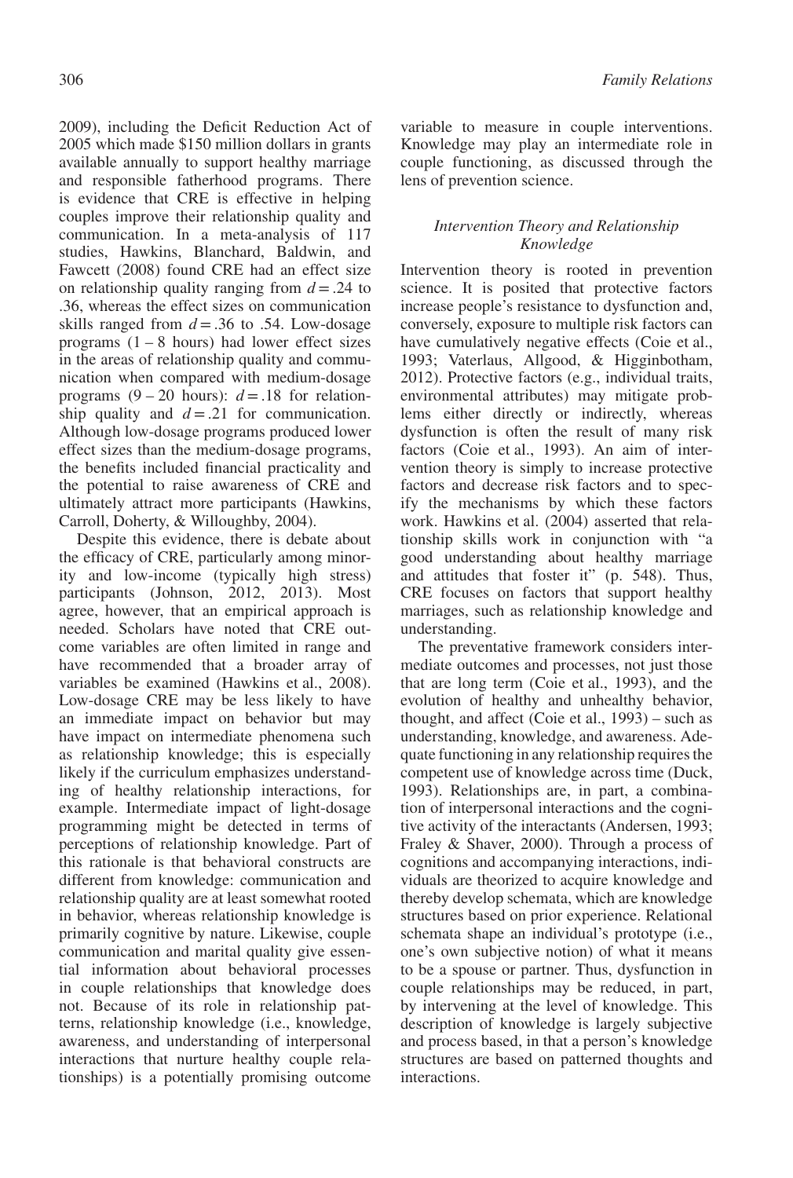2009), including the Deficit Reduction Act of 2005 which made $150 million dollars in grants available annually to support healthy marriage and responsible fatherhood programs. There is evidence that CRE is effective in helping couples improve their relationship quality and communication. In a meta-analysis of 117 studies, Hawkins, Blanchard, Baldwin, and Fawcett (2008) found CRE had an effect size on relationship quality ranging from $d = .24$ to .36, whereas the effect sizes on communication skills ranged from $d = .36$ to .54. Low-dosage programs (1 – 8 hours) had lower effect sizes in the areas of relationship quality and communication when compared with medium-dosage programs (9 – 20 hours): $d = .18$ for relationship quality and $d = .21$ for communication. Although low-dosage programs produced lower effect sizes than the medium-dosage programs, the benefits included financial practicality and the potential to raise awareness of CRE and ultimately attract more participants (Hawkins, Carroll, Doherty, & Willoughby, 2004).

Despite this evidence, there is debate about the efficacy of CRE, particularly among minority and low-income (typically high stress) participants (Johnson, 2012, 2013). Most agree, however, that an empirical approach is needed. Scholars have noted that CRE outcome variables are often limited in range and have recommended that a broader array of variables be examined (Hawkins et al., 2008). Low-dosage CRE may be less likely to have an immediate impact on behavior but may have impact on intermediate phenomena such as relationship knowledge; this is especially likely if the curriculum emphasizes understanding of healthy relationship interactions, for example. Intermediate impact of light-dosage programming might be detected in terms of perceptions of relationship knowledge. Part of this rationale is that behavioral constructs are different from knowledge: communication and relationship quality are at least somewhat rooted in behavior, whereas relationship knowledge is primarily cognitive by nature. Likewise, couple communication and marital quality give essential information about behavioral processes in couple relationships that knowledge does not. Because of its role in relationship patterns, relationship knowledge (i.e., knowledge, awareness, and understanding of interpersonal interactions that nurture healthy couple relationships) is a potentially promising outcome variable to measure in couple interventions. Knowledge may play an intermediate role in couple functioning, as discussed through the lens of prevention science.

### *Intervention Theory and Relationship Knowledge*

Intervention theory is rooted in prevention science. It is posited that protective factors increase people's resistance to dysfunction and, conversely, exposure to multiple risk factors can have cumulatively negative effects (Coie et al., 1993; Vaterlaus, Allgood, & Higginbotham, 2012). Protective factors (e.g., individual traits, environmental attributes) may mitigate problems either directly or indirectly, whereas dysfunction is often the result of many risk factors (Coie et al., 1993). An aim of intervention theory is simply to increase protective factors and decrease risk factors and to specify the mechanisms by which these factors work. Hawkins et al. (2004) asserted that relationship skills work in conjunction with "a good understanding about healthy marriage and attitudes that foster it" (p. 548). Thus, CRE focuses on factors that support healthy marriages, such as relationship knowledge and understanding.

The preventative framework considers intermediate outcomes and processes, not just those that are long term (Coie et al., 1993), and the evolution of healthy and unhealthy behavior, thought, and affect (Coie et al., 1993) – such as understanding, knowledge, and awareness. Adequate functioning in any relationship requires the competent use of knowledge across time (Duck, 1993). Relationships are, in part, a combination of interpersonal interactions and the cognitive activity of the interactants (Andersen, 1993; Fraley & Shaver, 2000). Through a process of cognitions and accompanying interactions, individuals are theorized to acquire knowledge and thereby develop schemata, which are knowledge structures based on prior experience. Relational schemata shape an individual's prototype (i.e., one's own subjective notion) of what it means to be a spouse or partner. Thus, dysfunction in couple relationships may be reduced, in part, by intervening at the level of knowledge. This description of knowledge is largely subjective and process based, in that a person's knowledge structures are based on patterned thoughts and interactions.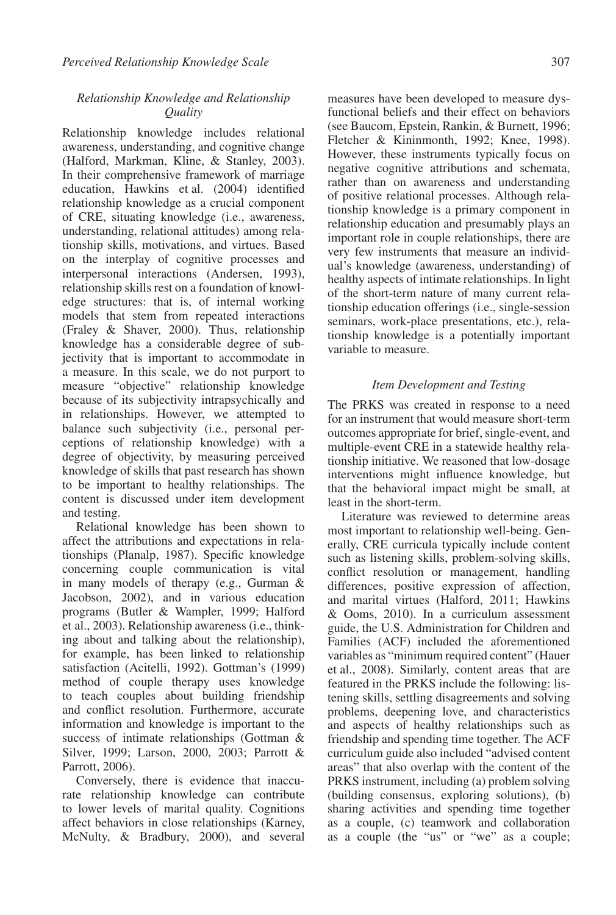### *Relationship Knowledge and Relationship Quality*

Relationship knowledge includes relational awareness, understanding, and cognitive change (Halford, Markman, Kline, & Stanley, 2003). In their comprehensive framework of marriage education, Hawkins et al. (2004) identified relationship knowledge as a crucial component of CRE, situating knowledge (i.e., awareness, understanding, relational attitudes) among relationship skills, motivations, and virtues. Based on the interplay of cognitive processes and interpersonal interactions (Andersen, 1993), relationship skills rest on a foundation of knowledge structures: that is, of internal working models that stem from repeated interactions (Fraley & Shaver, 2000). Thus, relationship knowledge has a considerable degree of subjectivity that is important to accommodate in a measure. In this scale, we do not purport to measure "objective" relationship knowledge because of its subjectivity intrapsychically and in relationships. However, we attempted to balance such subjectivity (i.e., personal perceptions of relationship knowledge) with a degree of objectivity, by measuring perceived knowledge of skills that past research has shown to be important to healthy relationships. The content is discussed under item development and testing.

Relational knowledge has been shown to affect the attributions and expectations in relationships (Planalp, 1987). Specific knowledge concerning couple communication is vital in many models of therapy (e.g., Gurman & Jacobson, 2002), and in various education programs (Butler & Wampler, 1999; Halford et al., 2003). Relationship awareness (i.e., thinking about and talking about the relationship), for example, has been linked to relationship satisfaction (Acitelli, 1992). Gottman's (1999) method of couple therapy uses knowledge to teach couples about building friendship and conflict resolution. Furthermore, accurate information and knowledge is important to the success of intimate relationships (Gottman & Silver, 1999; Larson, 2000, 2003; Parrott & Parrott, 2006).

Conversely, there is evidence that inaccurate relationship knowledge can contribute to lower levels of marital quality. Cognitions affect behaviors in close relationships (Karney, McNulty, & Bradbury, 2000), and several measures have been developed to measure dysfunctional beliefs and their effect on behaviors (see Baucom, Epstein, Rankin, & Burnett, 1996; Fletcher & Kininmonth, 1992; Knee, 1998). However, these instruments typically focus on negative cognitive attributions and schemata, rather than on awareness and understanding of positive relational processes. Although relationship knowledge is a primary component in relationship education and presumably plays an important role in couple relationships, there are very few instruments that measure an individual's knowledge (awareness, understanding) of healthy aspects of intimate relationships. In light of the short-term nature of many current relationship education offerings (i.e., single-session seminars, work-place presentations, etc.), relationship knowledge is a potentially important variable to measure.

### *Item Development and Testing*

The PRKS was created in response to a need for an instrument that would measure short-term outcomes appropriate for brief, single-event, and multiple-event CRE in a statewide healthy relationship initiative. We reasoned that low-dosage interventions might influence knowledge, but that the behavioral impact might be small, at least in the short-term.

Literature was reviewed to determine areas most important to relationship well-being. Generally, CRE curricula typically include content such as listening skills, problem-solving skills, conflict resolution or management, handling differences, positive expression of affection, and marital virtues (Halford, 2011; Hawkins & Ooms, 2010). In a curriculum assessment guide, the U.S. Administration for Children and Families (ACF) included the aforementioned variables as "minimum required content" (Hauer et al., 2008). Similarly, content areas that are featured in the PRKS include the following: listening skills, settling disagreements and solving problems, deepening love, and characteristics and aspects of healthy relationships such as friendship and spending time together. The ACF curriculum guide also included "advised content areas" that also overlap with the content of the PRKS instrument, including (a) problem solving (building consensus, exploring solutions), (b) sharing activities and spending time together as a couple, (c) teamwork and collaboration as a couple (the "us" or "we" as a couple;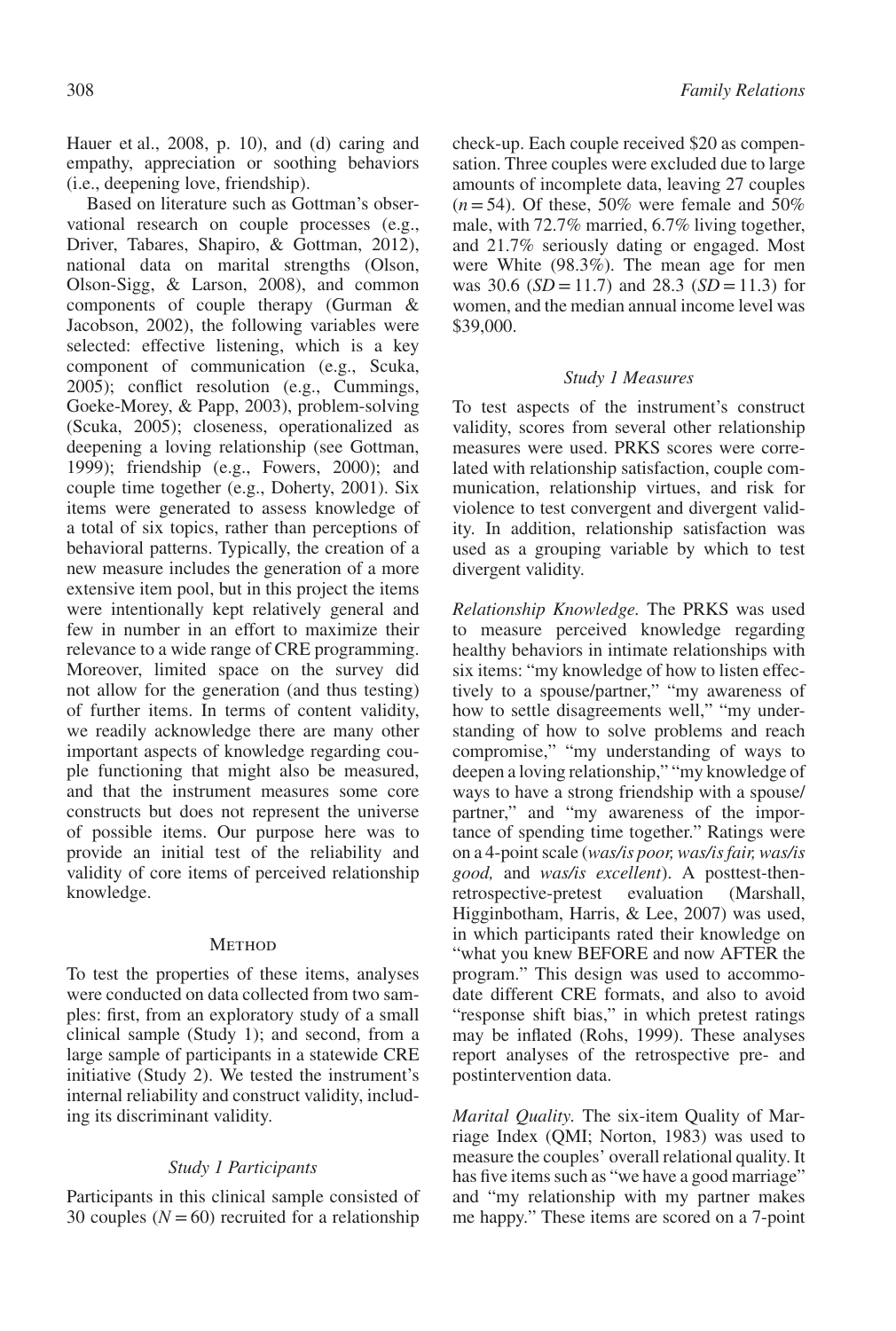Hauer et al., 2008, p. 10), and (d) caring and empathy, appreciation or soothing behaviors (i.e., deepening love, friendship).

Based on literature such as Gottman's observational research on couple processes (e.g., Driver, Tabares, Shapiro, & Gottman, 2012), national data on marital strengths (Olson, Olson-Sigg, & Larson, 2008), and common components of couple therapy (Gurman & Jacobson, 2002), the following variables were selected: effective listening, which is a key component of communication (e.g., Scuka, 2005); conflict resolution (e.g., Cummings, Goeke-Morey, & Papp, 2003), problem-solving (Scuka, 2005); closeness, operationalized as deepening a loving relationship (see Gottman, 1999); friendship (e.g., Fowers, 2000); and couple time together (e.g., Doherty, 2001). Six items were generated to assess knowledge of a total of six topics, rather than perceptions of behavioral patterns. Typically, the creation of a new measure includes the generation of a more extensive item pool, but in this project the items were intentionally kept relatively general and few in number in an effort to maximize their relevance to a wide range of CRE programming. Moreover, limited space on the survey did not allow for the generation (and thus testing) of further items. In terms of content validity, we readily acknowledge there are many other important aspects of knowledge regarding couple functioning that might also be measured, and that the instrument measures some core constructs but does not represent the universe of possible items. Our purpose here was to provide an initial test of the reliability and validity of core items of perceived relationship knowledge.

## Method

To test the properties of these items, analyses were conducted on data collected from two samples: first, from an exploratory study of a small clinical sample (Study 1); and second, from a large sample of participants in a statewide CRE initiative (Study 2). We tested the instrument's internal reliability and construct validity, including its discriminant validity.

### *Study 1 Participants*

Participants in this clinical sample consisted of 30 couples ($N = 60$) recruited for a relationship check-up. Each couple received $20 as compensation. Three couples were excluded due to large amounts of incomplete data, leaving 27 couples ($n = 54$). Of these, 50% were female and 50% male, with 72.7% married, 6.7% living together, and 21.7% seriously dating or engaged. Most were White (98.3%). The mean age for men was 30.6 ($SD = 11.7$) and 28.3 ($SD = 11.3$) for women, and the median annual income level was $39,000.

### *Study 1 Measures*

To test aspects of the instrument's construct validity, scores from several other relationship measures were used. PRKS scores were correlated with relationship satisfaction, couple communication, relationship virtues, and risk for violence to test convergent and divergent validity. In addition, relationship satisfaction was used as a grouping variable by which to test divergent validity.

*Relationship Knowledge.* The PRKS was used to measure perceived knowledge regarding healthy behaviors in intimate relationships with six items: "my knowledge of how to listen effectively to a spouse/partner," "my awareness of how to settle disagreements well," "my understanding of how to solve problems and reach compromise," "my understanding of ways to deepen a loving relationship," "my knowledge of ways to have a strong friendship with a spouse/partner," and "my awareness of the importance of spending time together." Ratings were on a 4-point scale (*was/is poor, was/is fair, was/is good,* and *was/is excellent*). A posttest-then-retrospective-pretest evaluation (Marshall, Higginbotham, Harris, & Lee, 2007) was used, in which participants rated their knowledge on "what you knew BEFORE and now AFTER the program." This design was used to accommodate different CRE formats, and also to avoid "response shift bias," in which pretest ratings may be inflated (Rohs, 1999). These analyses report analyses of the retrospective pre- and postintervention data.

*Marital Quality.* The six-item Quality of Marriage Index (QMI; Norton, 1983) was used to measure the couples' overall relational quality. It has five items such as "we have a good marriage" and "my relationship with my partner makes me happy." These items are scored on a 7-point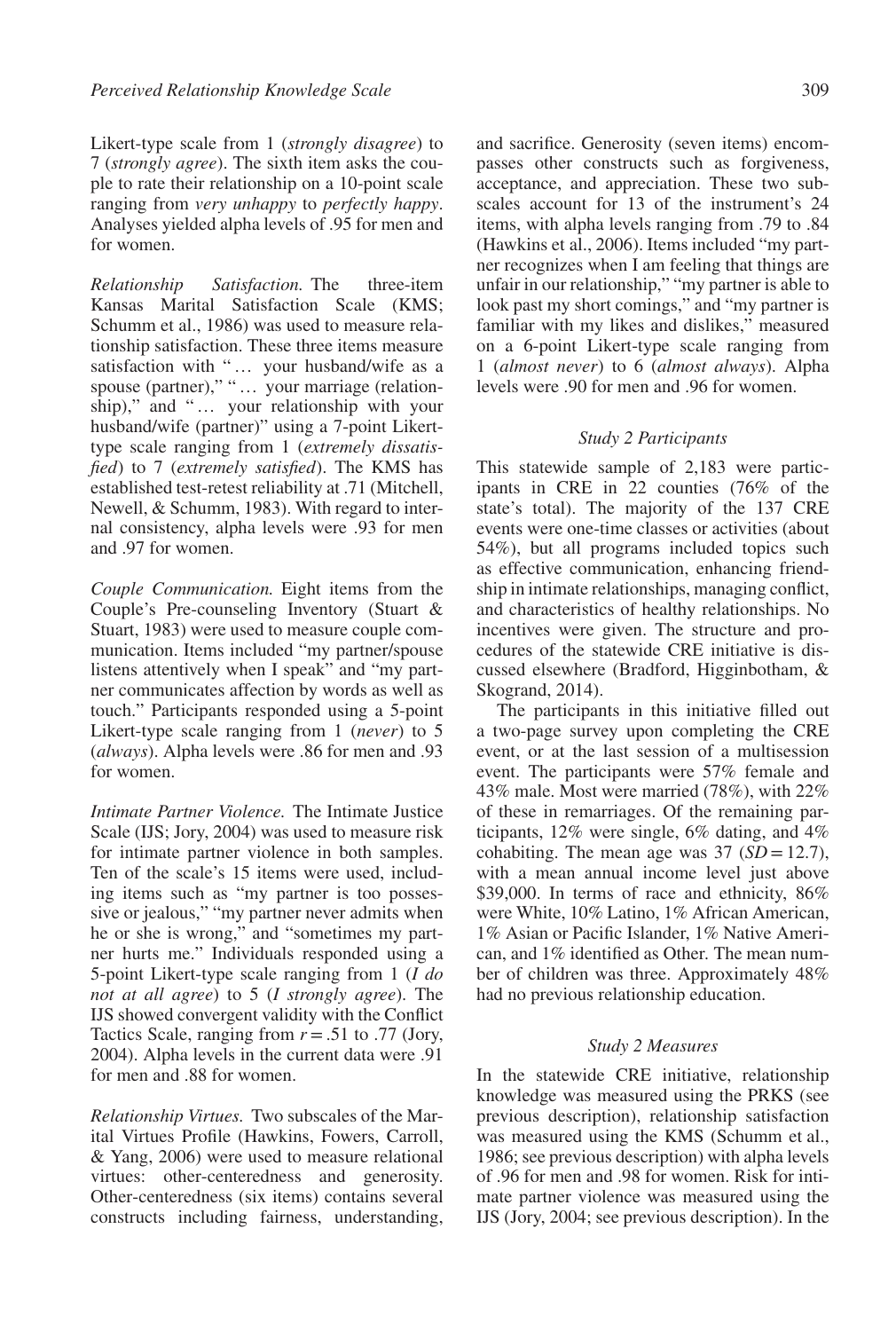Likert-type scale from 1 (*strongly disagree*) to 7 (*strongly agree*). The sixth item asks the couple to rate their relationship on a 10-point scale ranging from *very unhappy* to *perfectly happy*. Analyses yielded alpha levels of .95 for men and for women.

*Relationship Satisfaction.* The three-item Kansas Marital Satisfaction Scale (KMS; Schumm et al., 1986) was used to measure relationship satisfaction. These three items measure satisfaction with "… your husband/wife as a spouse (partner)," "… your marriage (relationship)," and "… your relationship with your husband/wife (partner)" using a 7-point Likert-type scale ranging from 1 (*extremely dissatisfied*) to 7 (*extremely satisfied*). The KMS has established test-retest reliability at .71 (Mitchell, Newell, & Schumm, 1983). With regard to internal consistency, alpha levels were .93 for men and .97 for women.

*Couple Communication.* Eight items from the Couple's Pre-counseling Inventory (Stuart & Stuart, 1983) were used to measure couple communication. Items included "my partner/spouse listens attentively when I speak" and "my partner communicates affection by words as well as touch." Participants responded using a 5-point Likert-type scale ranging from 1 (*never*) to 5 (*always*). Alpha levels were .86 for men and .93 for women.

*Intimate Partner Violence.* The Intimate Justice Scale (IJS; Jory, 2004) was used to measure risk for intimate partner violence in both samples. Ten of the scale's 15 items were used, including items such as "my partner is too possessive or jealous," "my partner never admits when he or she is wrong," and "sometimes my partner hurts me." Individuals responded using a 5-point Likert-type scale ranging from 1 (*I do not at all agree*) to 5 (*I strongly agree*). The IJS showed convergent validity with the Conflict Tactics Scale, ranging from $r = .51$ to $.77$ (Jory, 2004). Alpha levels in the current data were .91 for men and .88 for women.

*Relationship Virtues.* Two subscales of the Marital Virtues Profile (Hawkins, Fowers, Carroll, & Yang, 2006) were used to measure relational virtues: other-centeredness and generosity. Other-centeredness (six items) contains several constructs including fairness, understanding, and sacrifice. Generosity (seven items) encompasses other constructs such as forgiveness, acceptance, and appreciation. These two subscales account for 13 of the instrument's 24 items, with alpha levels ranging from .79 to .84 (Hawkins et al., 2006). Items included "my partner recognizes when I am feeling that things are unfair in our relationship," "my partner is able to look past my short comings," and "my partner is familiar with my likes and dislikes," measured on a 6-point Likert-type scale ranging from 1 (*almost never*) to 6 (*almost always*). Alpha levels were .90 for men and .96 for women.

### *Study 2 Participants*

This statewide sample of 2,183 were participants in CRE in 22 counties (76% of the state's total). The majority of the 137 CRE events were one-time classes or activities (about 54%), but all programs included topics such as effective communication, enhancing friendship in intimate relationships, managing conflict, and characteristics of healthy relationships. No incentives were given. The structure and procedures of the statewide CRE initiative is discussed elsewhere (Bradford, Higginbotham, & Skogrand, 2014).

The participants in this initiative filled out a two-page survey upon completing the CRE event, or at the last session of a multisession event. The participants were 57% female and 43% male. Most were married (78%), with 22% of these in remarriages. Of the remaining participants, 12% were single, 6% dating, and 4% cohabiting. The mean age was 37 ($SD = 12.7$), with a mean annual income level just above \$39,000. In terms of race and ethnicity, 86% were White, 10% Latino, 1% African American, 1% Asian or Pacific Islander, 1% Native American, and 1% identified as Other. The mean number of children was three. Approximately 48% had no previous relationship education.

### *Study 2 Measures*

In the statewide CRE initiative, relationship knowledge was measured using the PRKS (see previous description), relationship satisfaction was measured using the KMS (Schumm et al., 1986; see previous description) with alpha levels of .96 for men and .98 for women. Risk for intimate partner violence was measured using the IJS (Jory, 2004; see previous description). In the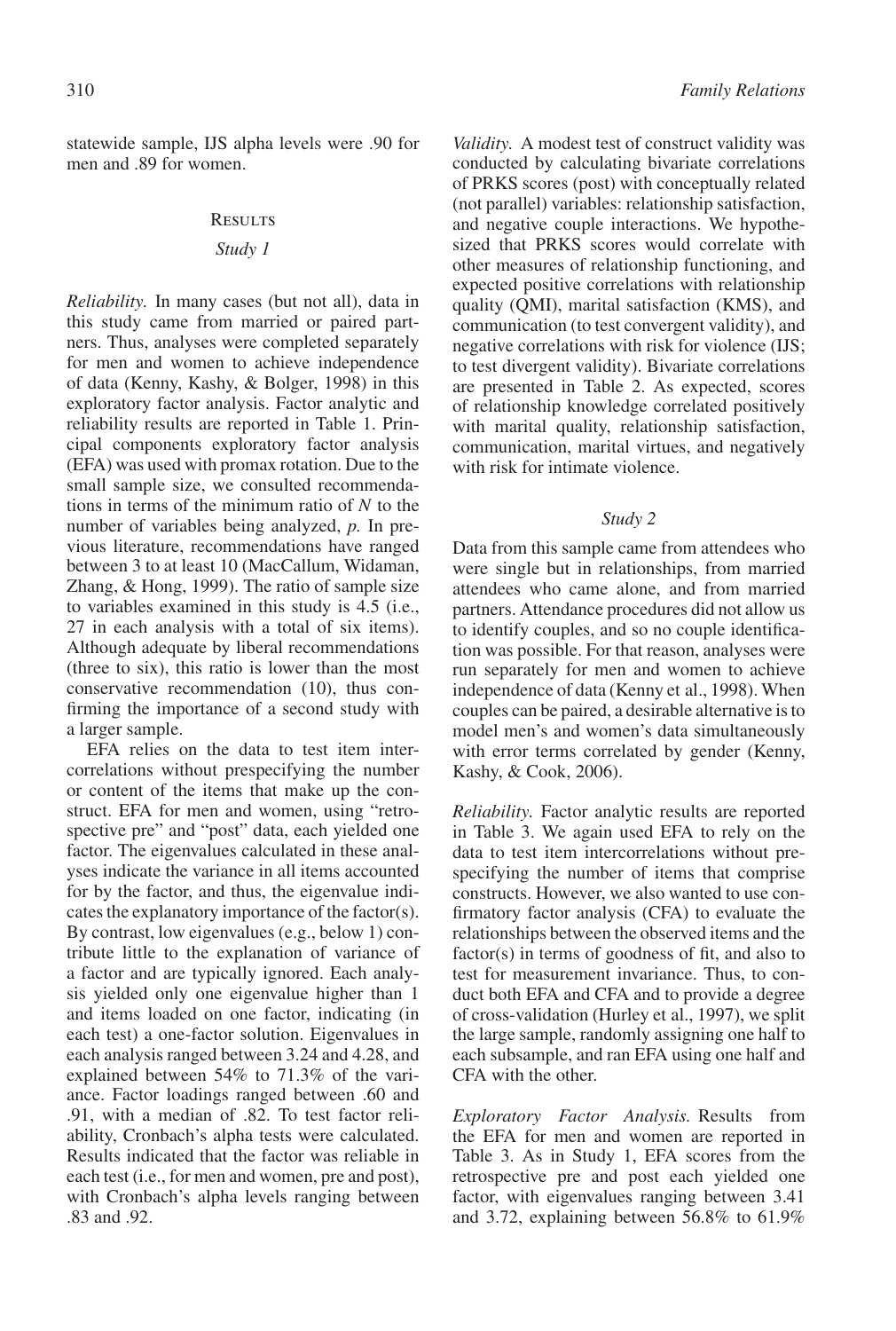statewide sample, IJS alpha levels were .90 for men and .89 for women.

## Results

### Study 1

*Reliability.* In many cases (but not all), data in this study came from married or paired partners. Thus, analyses were completed separately for men and women to achieve independence of data (Kenny, Kashy, & Bolger, 1998) in this exploratory factor analysis. Factor analytic and reliability results are reported in Table 1. Principal components exploratory factor analysis (EFA) was used with promax rotation. Due to the small sample size, we consulted recommendations in terms of the minimum ratio of $N$ to the number of variables being analyzed, $p$. In previous literature, recommendations have ranged between 3 to at least 10 (MacCallum, Widaman, Zhang, & Hong, 1999). The ratio of sample size to variables examined in this study is 4.5 (i.e., 27 in each analysis with a total of six items). Although adequate by liberal recommendations (three to six), this ratio is lower than the most conservative recommendation (10), thus confirming the importance of a second study with a larger sample.

EFA relies on the data to test item intercorrelations without prespecifying the number or content of the items that make up the construct. EFA for men and women, using "retrospective pre" and "post" data, each yielded one factor. The eigenvalues calculated in these analyses indicate the variance in all items accounted for by the factor, and thus, the eigenvalue indicates the explanatory importance of the factor(s). By contrast, low eigenvalues (e.g., below 1) contribute little to the explanation of variance of a factor and are typically ignored. Each analysis yielded only one eigenvalue higher than 1 and items loaded on one factor, indicating (in each test) a one-factor solution. Eigenvalues in each analysis ranged between 3.24 and 4.28, and explained between 54% to 71.3% of the variance. Factor loadings ranged between .60 and .91, with a median of .82. To test factor reliability, Cronbach's alpha tests were calculated. Results indicated that the factor was reliable in each test (i.e., for men and women, pre and post), with Cronbach's alpha levels ranging between .83 and .92.

*Validity.* A modest test of construct validity was conducted by calculating bivariate correlations of PRKS scores (post) with conceptually related (not parallel) variables: relationship satisfaction, and negative couple interactions. We hypothesized that PRKS scores would correlate with other measures of relationship functioning, and expected positive correlations with relationship quality (QMI), marital satisfaction (KMS), and communication (to test convergent validity), and negative correlations with risk for violence (IJS; to test divergent validity). Bivariate correlations are presented in Table 2. As expected, scores of relationship knowledge correlated positively with marital quality, relationship satisfaction, communication, marital virtues, and negatively with risk for intimate violence.

### Study 2

Data from this sample came from attendees who were single but in relationships, from married attendees who came alone, and from married partners. Attendance procedures did not allow us to identify couples, and so no couple identification was possible. For that reason, analyses were run separately for men and women to achieve independence of data (Kenny et al., 1998). When couples can be paired, a desirable alternative is to model men's and women's data simultaneously with error terms correlated by gender (Kenny, Kashy, & Cook, 2006).

*Reliability.* Factor analytic results are reported in Table 3. We again used EFA to rely on the data to test item intercorrelations without prespecifying the number of items that comprise constructs. However, we also wanted to use confirmatory factor analysis (CFA) to evaluate the relationships between the observed items and the factor(s) in terms of goodness of fit, and also to test for measurement invariance. Thus, to conduct both EFA and CFA and to provide a degree of cross-validation (Hurley et al., 1997), we split the large sample, randomly assigning one half to each subsample, and ran EFA using one half and CFA with the other.

*Exploratory Factor Analysis.* Results from the EFA for men and women are reported in Table 3. As in Study 1, EFA scores from the retrospective pre and post each yielded one factor, with eigenvalues ranging between 3.41 and 3.72, explaining between 56.8% to 61.9%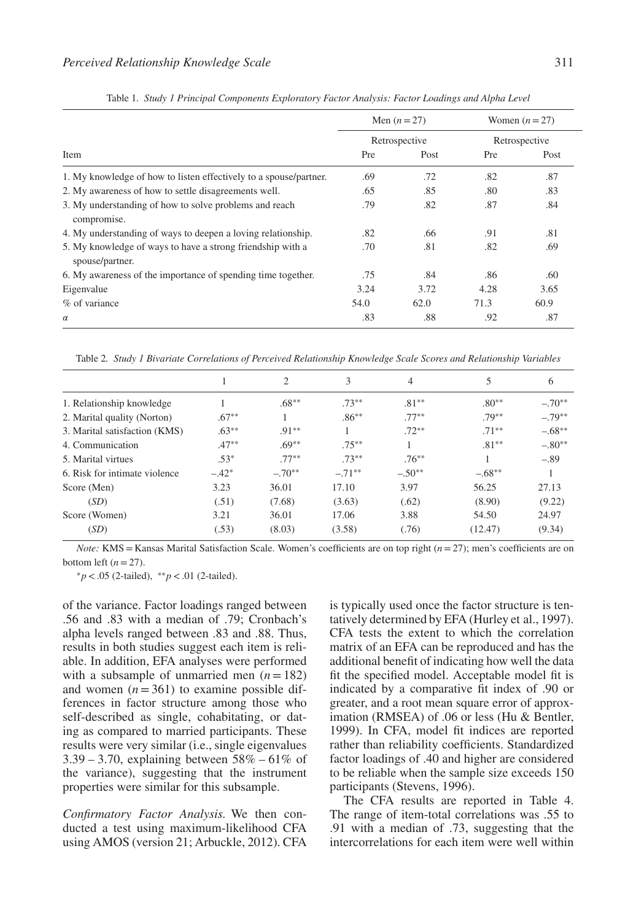Table 1. *Study 1 Principal Components Exploratory Factor Analysis: Factor Loadings and Alpha Level*

| Item | Men ($n = 27$) | | Women ($n = 27$) | |
|---|---|---|---|---|
| | Retrospective | | Retrospective | |
| | Pre | Post | Pre | Post |
| 1. My knowledge of how to listen effectively to a spouse/partner. | .69 | .72 | .82 | .87 |
| 2. My awareness of how to settle disagreements well. | .65 | .85 | .80 | .83 |
| 3. My understanding of how to solve problems and reach compromise. | .79 | .82 | .87 | .84 |
| 4. My understanding of ways to deepen a loving relationship. | .82 | .66 | .91 | .81 |
| 5. My knowledge of ways to have a strong friendship with a spouse/partner. | .70 | .81 | .82 | .69 |
| 6. My awareness of the importance of spending time together. | .75 | .84 | .86 | .60 |
| Eigenvalue | 3.24 | 3.72 | 4.28 | 3.65 |
| % of variance | 54.0 | 62.0 | 71.3 | 60.9 |
| $\alpha$ | .83 | .88 | .92 | .87 |

Table 2. *Study 1 Bivariate Correlations of Perceived Relationship Knowledge Scale Scores and Relationship Variables*

| | 1 | 2 | 3 | 4 | 5 | 6 |
|---|---|---|---|---|---|---|
| 1. Relationship knowledge | 1 | .68** | .73** | .81** | .80** | −.70** |
| 2. Marital quality (Norton) | .67** | 1 | .86** | .77** | .79** | −.79** |
| 3. Marital satisfaction (KMS) | .63** | .91** | 1 | .72** | .71** | −.68** |
| 4. Communication | .47** | .69** | .75** | 1 | .81** | −.80** |
| 5. Marital virtues | .53* | .77** | .73** | .76** | 1 | −.89 |
| 6. Risk for intimate violence | −.42* | −.70** | −.71** | −.50** | −.68** | 1 |
| Score (Men) | 3.23 | 36.01 | 17.10 | 3.97 | 56.25 | 27.13 |
| (*SD*) | (.51) | (7.68) | (3.63) | (.62) | (8.90) | (9.22) |
| Score (Women) | 3.21 | 36.01 | 17.06 | 3.88 | 54.50 | 24.97 |
| (*SD*) | (.53) | (8.03) | (3.58) | (.76) | (12.47) | (9.34) |

*Note:* KMS = Kansas Marital Satisfaction Scale. Women's coefficients are on top right ($n = 27$); men's coefficients are on bottom left ($n = 27$).

*$p < .05$ (2-tailed), **$p < .01$ (2-tailed).

of the variance. Factor loadings ranged between .56 and .83 with a median of .79; Cronbach's alpha levels ranged between .83 and .88. Thus, results in both studies suggest each item is reliable. In addition, EFA analyses were performed with a subsample of unmarried men ($n = 182$) and women ($n = 361$) to examine possible differences in factor structure among those who self-described as single, cohabitating, or dating as compared to married participants. These results were very similar (i.e., single eigenvalues 3.39 – 3.70, explaining between 58% – 61% of the variance), suggesting that the instrument properties were similar for this subsample.

*Confirmatory Factor Analysis.* We then conducted a test using maximum-likelihood CFA using AMOS (version 21; Arbuckle, 2012). CFA is typically used once the factor structure is tentatively determined by EFA (Hurley et al., 1997). CFA tests the extent to which the correlation matrix of an EFA can be reproduced and has the additional benefit of indicating how well the data fit the specified model. Acceptable model fit is indicated by a comparative fit index of .90 or greater, and a root mean square error of approximation (RMSEA) of .06 or less (Hu & Bentler, 1999). In CFA, model fit indices are reported rather than reliability coefficients. Standardized factor loadings of .40 and higher are considered to be reliable when the sample size exceeds 150 participants (Stevens, 1996).

The CFA results are reported in Table 4. The range of item-total correlations was .55 to .91 with a median of .73, suggesting that the intercorrelations for each item were well within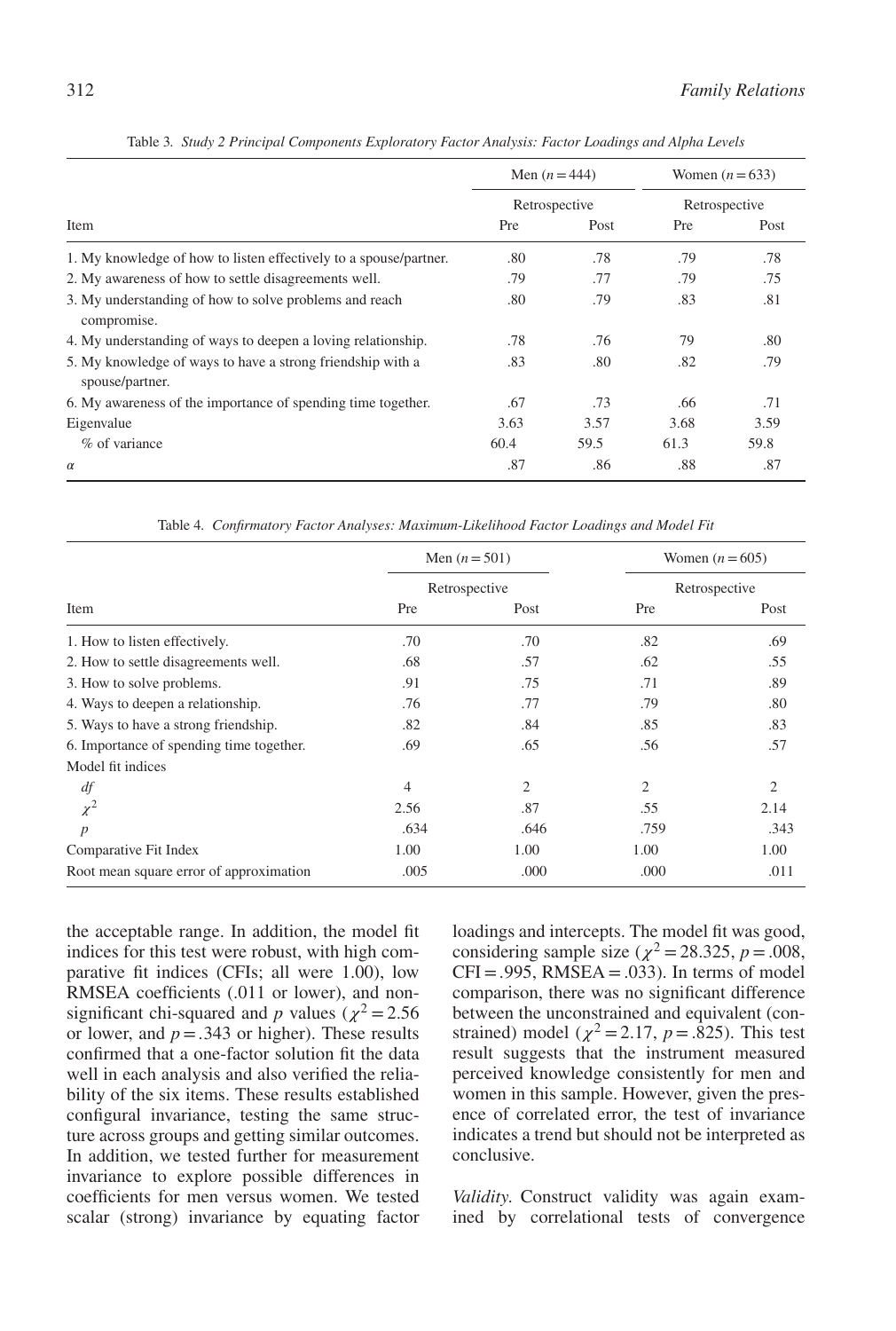Table 3. *Study 2 Principal Components Exploratory Factor Analysis: Factor Loadings and Alpha Levels*

| Item | Men ($n = 444$) | | Women ($n = 633$) | |
|---|---|---|---|---|
| | Retrospective | | Retrospective | |
| | Pre | Post | Pre | Post |
| 1. My knowledge of how to listen effectively to a spouse/partner. | .80 | .78 | .79 | .78 |
| 2. My awareness of how to settle disagreements well. | .79 | .77 | .79 | .75 |
| 3. My understanding of how to solve problems and reach compromise. | .80 | .79 | .83 | .81 |
| 4. My understanding of ways to deepen a loving relationship. | .78 | .76 | 79 | .80 |
| 5. My knowledge of ways to have a strong friendship with a spouse/partner. | .83 | .80 | .82 | .79 |
| 6. My awareness of the importance of spending time together. | .67 | .73 | .66 | .71 |
| Eigenvalue | 3.63 | 3.57 | 3.68 | 3.59 |
| % of variance | 60.4 | 59.5 | 61.3 | 59.8 |
| $\alpha$ | .87 | .86 | .88 | .87 |

Table 4. *Confirmatory Factor Analyses: Maximum-Likelihood Factor Loadings and Model Fit*

| Item | Men ($n = 501$) | | Women ($n = 605$) | |
|---|---|---|---|---|
| | Retrospective | | Retrospective | |
| | Pre | Post | Pre | Post |
| 1. How to listen effectively. | .70 | .70 | .82 | .69 |
| 2. How to settle disagreements well. | .68 | .57 | .62 | .55 |
| 3. How to solve problems. | .91 | .75 | .71 | .89 |
| 4. Ways to deepen a relationship. | .76 | .77 | .79 | .80 |
| 5. Ways to have a strong friendship. | .82 | .84 | .85 | .83 |
| 6. Importance of spending time together. | .69 | .65 | .56 | .57 |
| Model fit indices | | | | |
| *df* | 4 | 2 | 2 | 2 |
| $\chi^2$ | 2.56 | .87 | .55 | 2.14 |
| *p* | .634 | .646 | .759 | .343 |
| Comparative Fit Index | 1.00 | 1.00 | 1.00 | 1.00 |
| Root mean square error of approximation | .005 | .000 | .000 | .011 |

the acceptable range. In addition, the model fit indices for this test were robust, with high comparative fit indices (CFIs; all were 1.00), low RMSEA coefficients (.011 or lower), and nonsignificant chi-squared and *p* values ($\chi^2 = 2.56$ or lower, and $p = .343$ or higher). These results confirmed that a one-factor solution fit the data well in each analysis and also verified the reliability of the six items. These results established configural invariance, testing the same structure across groups and getting similar outcomes. In addition, we tested further for measurement invariance to explore possible differences in coefficients for men versus women. We tested scalar (strong) invariance by equating factor loadings and intercepts. The model fit was good, considering sample size ($\chi^2 = 28.325$, $p = .008$, CFI = .995, RMSEA = .033). In terms of model comparison, there was no significant difference between the unconstrained and equivalent (constrained) model ($\chi^2 = 2.17$, $p = .825$). This test result suggests that the instrument measured perceived knowledge consistently for men and women in this sample. However, given the presence of correlated error, the test of invariance indicates a trend but should not be interpreted as conclusive.

*Validity*. Construct validity was again examined by correlational tests of convergence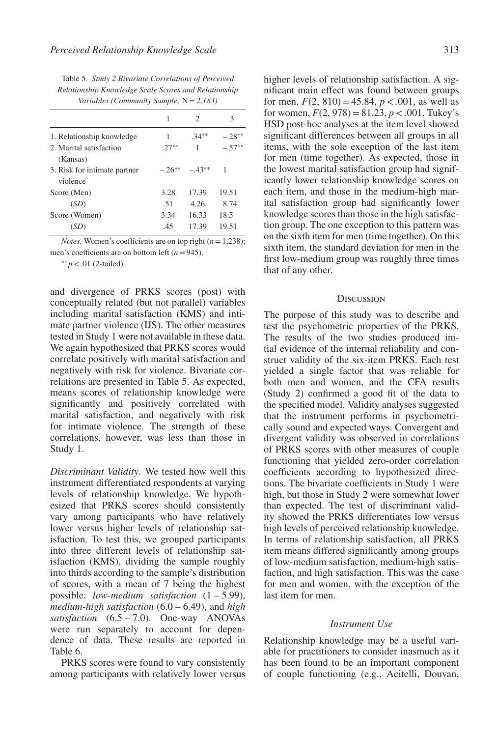Table 5. *Study 2 Bivariate Correlations of Perceived Relationship Knowledge Scale Scores and Relationship Variables (Community Sample;* N = *2,183)*

| | 1 | 2 | 3 |
|---|---|---|---|
| 1. Relationship knowledge | 1 | .34** | −.28** |
| 2. Marital satisfaction (Kansas) | .27** | 1 | −.57** |
| 3. Risk for intimate partner violence | −.26** | −.43** | 1 |
| Score (Men) | 3.28 | 17.39 | 19.51 |
| (*SD*) | .51 | 4.26 | 8.74 |
| Score (Women) | 3.34 | 16.33 | 18.5 |
| (*SD*) | .45 | 17.39 | 19.51 |

*Notes.* Women's coefficients are on top right ($n = 1{,}238$); men's coefficients are on bottom left ($n = 945$).

**$p < .01$ (2-tailed).

and divergence of PRKS scores (post) with conceptually related (but not parallel) variables including marital satisfaction (KMS) and intimate partner violence (IJS). The other measures tested in Study 1 were not available in these data. We again hypothesized that PRKS scores would correlate positively with marital satisfaction and negatively with risk for violence. Bivariate correlations are presented in Table 5. As expected, means scores of relationship knowledge were significantly and positively correlated with marital satisfaction, and negatively with risk for intimate violence. The strength of these correlations, however, was less than those in Study 1.

*Discriminant Validity.* We tested how well this instrument differentiated respondents at varying levels of relationship knowledge. We hypothesized that PRKS scores should consistently vary among participants who have relatively lower versus higher levels of relationship satisfaction. To test this, we grouped participants into three different levels of relationship satisfaction (KMS), dividing the sample roughly into thirds according to the sample's distribution of scores, with a mean of 7 being the highest possible: *low-medium satisfaction* (1 – 5.99), *medium-high satisfaction* (6.0 – 6.49), and *high satisfaction* (6.5 – 7.0). One-way ANOVAs were run separately to account for dependence of data. These results are reported in Table 6.

PRKS scores were found to vary consistently among participants with relatively lower versus higher levels of relationship satisfaction. A significant main effect was found between groups for men, $F(2, 810) = 45.84$, $p < .001$, as well as for women, $F(2, 978) = 81.23$, $p < .001$. Tukey's HSD post-hoc analyses at the item level showed significant differences between all groups in all items, with the sole exception of the last item for men (time together). As expected, those in the lowest marital satisfaction group had significantly lower relationship knowledge scores on each item, and those in the medium-high marital satisfaction group had significantly lower knowledge scores than those in the high satisfaction group. The one exception to this pattern was on the sixth item for men (time together). On this sixth item, the standard deviation for men in the first low-medium group was roughly three times that of any other.

## Discussion

The purpose of this study was to describe and test the psychometric properties of the PRKS. The results of the two studies produced initial evidence of the internal reliability and construct validity of the six-item PRKS. Each test yielded a single factor that was reliable for both men and women, and the CFA results (Study 2) confirmed a good fit of the data to the specified model. Validity analyses suggested that the instrument performs in psychometrically sound and expected ways. Convergent and divergent validity was observed in correlations of PRKS scores with other measures of couple functioning that yielded zero-order correlation coefficients according to hypothesized directions. The bivariate coefficients in Study 1 were high, but those in Study 2 were somewhat lower than expected. The test of discriminant validity showed the PRKS differentiates low versus high levels of perceived relationship knowledge. In terms of relationship satisfaction, all PRKS item means differed significantly among groups of low-medium satisfaction, medium-high satisfaction, and high satisfaction. This was the case for men and women, with the exception of the last item for men.

### *Instrument Use*

Relationship knowledge may be a useful variable for practitioners to consider inasmuch as it has been found to be an important component of couple functioning (e.g., Acitelli, Douvan,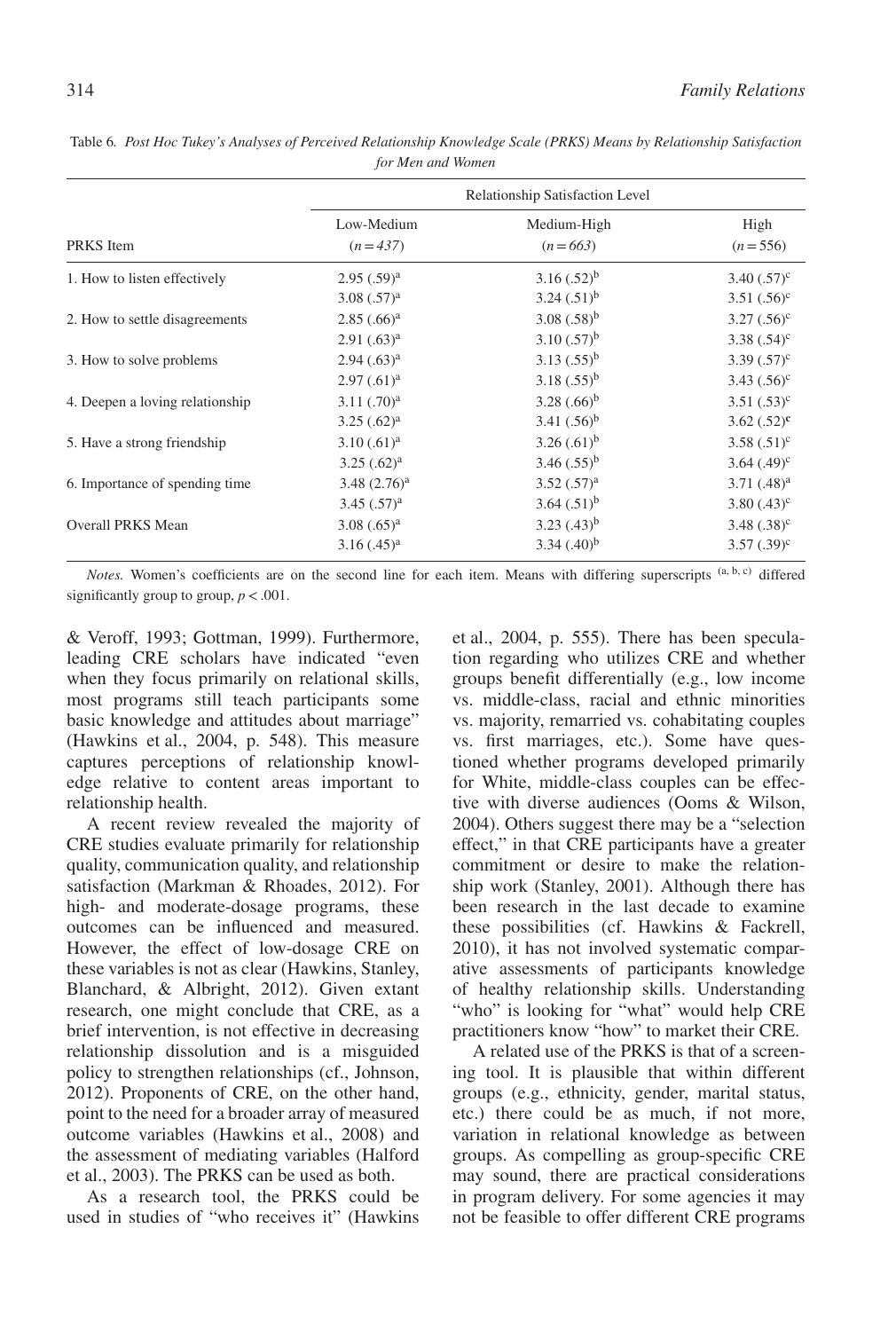Table 6. *Post Hoc Tukey's Analyses of Perceived Relationship Knowledge Scale (PRKS) Means by Relationship Satisfaction for Men and Women*

| | Relationship Satisfaction Level | | |
|---|---|---|---|
| PRKS Item | Low-Medium ($n = 437$) | Medium-High ($n = 663$) | High ($n = 556$) |
| 1. How to listen effectively | 2.95 (.59)[a] | 3.16 (.52)[b] | 3.40 (.57)[c] |
| | 3.08 (.57)[a] | 3.24 (.51)[b] | 3.51 (.56)[c] |
| 2. How to settle disagreements | 2.85 (.66)[a] | 3.08 (.58)[b] | 3.27 (.56)[c] |
| | 2.91 (.63)[a] | 3.10 (.57)[b] | 3.38 (.54)[c] |
| 3. How to solve problems | 2.94 (.63)[a] | 3.13 (.55)[b] | 3.39 (.57)[c] |
| | 2.97 (.61)[a] | 3.18 (.55)[b] | 3.43 (.56)[c] |
| 4. Deepen a loving relationship | 3.11 (.70)[a] | 3.28 (.66)[b] | 3.51 (.53)[c] |
| | 3.25 (.62)[a] | 3.41 (.56)[b] | 3.62 (.52)[c] |
| 5. Have a strong friendship | 3.10 (.61)[a] | 3.26 (.61)[b] | 3.58 (.51)[c] |
| | 3.25 (.62)[a] | 3.46 (.55)[b] | 3.64 (.49)[c] |
| 6. Importance of spending time | 3.48 (2.76)[a] | 3.52 (.57)[a] | 3.71 (.48)[a] |
| | 3.45 (.57)[a] | 3.64 (.51)[b] | 3.80 (.43)[c] |
| Overall PRKS Mean | 3.08 (.65)[a] | 3.23 (.43)[b] | 3.48 (.38)[c] |
| | 3.16 (.45)[a] | 3.34 (.40)[b] | 3.57 (.39)[c] |

*Notes.* Women's coefficients are on the second line for each item. Means with differing superscripts [(a, b, c)] differed significantly group to group, $p < .001$.

& Veroff, 1993; Gottman, 1999). Furthermore, leading CRE scholars have indicated "even when they focus primarily on relational skills, most programs still teach participants some basic knowledge and attitudes about marriage" (Hawkins et al., 2004, p. 548). This measure captures perceptions of relationship knowledge relative to content areas important to relationship health.

A recent review revealed the majority of CRE studies evaluate primarily for relationship quality, communication quality, and relationship satisfaction (Markman & Rhoades, 2012). For high- and moderate-dosage programs, these outcomes can be influenced and measured. However, the effect of low-dosage CRE on these variables is not as clear (Hawkins, Stanley, Blanchard, & Albright, 2012). Given extant research, one might conclude that CRE, as a brief intervention, is not effective in decreasing relationship dissolution and is a misguided policy to strengthen relationships (cf., Johnson, 2012). Proponents of CRE, on the other hand, point to the need for a broader array of measured outcome variables (Hawkins et al., 2008) and the assessment of mediating variables (Halford et al., 2003). The PRKS can be used as both.

As a research tool, the PRKS could be used in studies of "who receives it" (Hawkins et al., 2004, p. 555). There has been speculation regarding who utilizes CRE and whether groups benefit differentially (e.g., low income vs. middle-class, racial and ethnic minorities vs. majority, remarried vs. cohabitating couples vs. first marriages, etc.). Some have questioned whether programs developed primarily for White, middle-class couples can be effective with diverse audiences (Ooms & Wilson, 2004). Others suggest there may be a "selection effect," in that CRE participants have a greater commitment or desire to make the relationship work (Stanley, 2001). Although there has been research in the last decade to examine these possibilities (cf. Hawkins & Fackrell, 2010), it has not involved systematic comparative assessments of participants knowledge of healthy relationship skills. Understanding "who" is looking for "what" would help CRE practitioners know "how" to market their CRE.

A related use of the PRKS is that of a screening tool. It is plausible that within different groups (e.g., ethnicity, gender, marital status, etc.) there could be as much, if not more, variation in relational knowledge as between groups. As compelling as group-specific CRE may sound, there are practical considerations in program delivery. For some agencies it may not be feasible to offer different CRE programs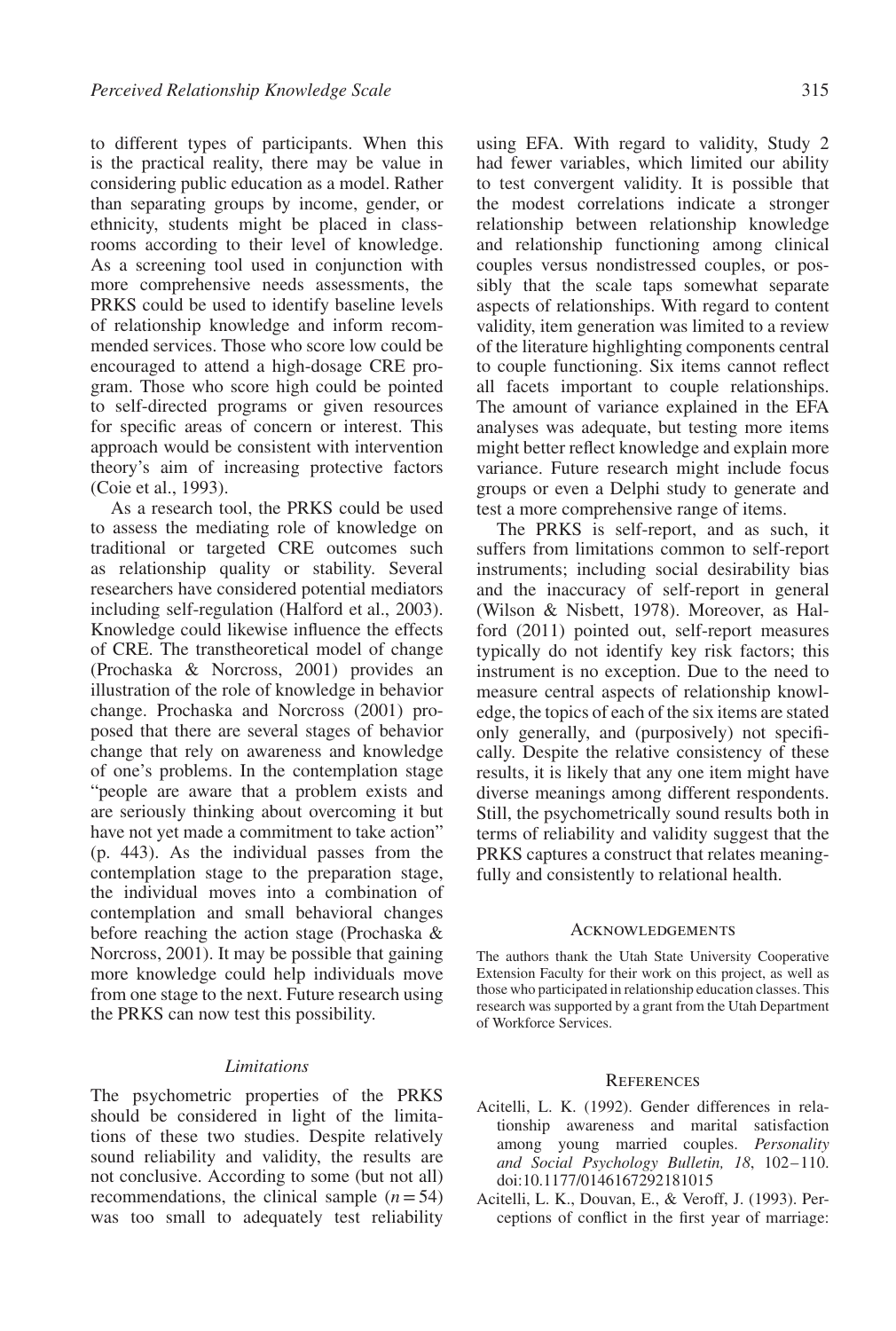to different types of participants. When this is the practical reality, there may be value in considering public education as a model. Rather than separating groups by income, gender, or ethnicity, students might be placed in classrooms according to their level of knowledge. As a screening tool used in conjunction with more comprehensive needs assessments, the PRKS could be used to identify baseline levels of relationship knowledge and inform recommended services. Those who score low could be encouraged to attend a high-dosage CRE program. Those who score high could be pointed to self-directed programs or given resources for specific areas of concern or interest. This approach would be consistent with intervention theory's aim of increasing protective factors (Coie et al., 1993).

As a research tool, the PRKS could be used to assess the mediating role of knowledge on traditional or targeted CRE outcomes such as relationship quality or stability. Several researchers have considered potential mediators including self-regulation (Halford et al., 2003). Knowledge could likewise influence the effects of CRE. The transtheoretical model of change (Prochaska & Norcross, 2001) provides an illustration of the role of knowledge in behavior change. Prochaska and Norcross (2001) proposed that there are several stages of behavior change that rely on awareness and knowledge of one's problems. In the contemplation stage "people are aware that a problem exists and are seriously thinking about overcoming it but have not yet made a commitment to take action" (p. 443). As the individual passes from the contemplation stage to the preparation stage, the individual moves into a combination of contemplation and small behavioral changes before reaching the action stage (Prochaska & Norcross, 2001). It may be possible that gaining more knowledge could help individuals move from one stage to the next. Future research using the PRKS can now test this possibility.

### *Limitations*

The psychometric properties of the PRKS should be considered in light of the limitations of these two studies. Despite relatively sound reliability and validity, the results are not conclusive. According to some (but not all) recommendations, the clinical sample ($n = 54$) was too small to adequately test reliability using EFA. With regard to validity, Study 2 had fewer variables, which limited our ability to test convergent validity. It is possible that the modest correlations indicate a stronger relationship between relationship knowledge and relationship functioning among clinical couples versus nondistressed couples, or possibly that the scale taps somewhat separate aspects of relationships. With regard to content validity, item generation was limited to a review of the literature highlighting components central to couple functioning. Six items cannot reflect all facets important to couple relationships. The amount of variance explained in the EFA analyses was adequate, but testing more items might better reflect knowledge and explain more variance. Future research might include focus groups or even a Delphi study to generate and test a more comprehensive range of items.

The PRKS is self-report, and as such, it suffers from limitations common to self-report instruments; including social desirability bias and the inaccuracy of self-report in general (Wilson & Nisbett, 1978). Moreover, as Halford (2011) pointed out, self-report measures typically do not identify key risk factors; this instrument is no exception. Due to the need to measure central aspects of relationship knowledge, the topics of each of the six items are stated only generally, and (purposively) not specifically. Despite the relative consistency of these results, it is likely that any one item might have diverse meanings among different respondents. Still, the psychometrically sound results both in terms of reliability and validity suggest that the PRKS captures a construct that relates meaningfully and consistently to relational health.

## Acknowledgements

The authors thank the Utah State University Cooperative Extension Faculty for their work on this project, as well as those who participated in relationship education classes. This research was supported by a grant from the Utah Department of Workforce Services.

## References

Acitelli, L. K. (1992). Gender differences in relationship awareness and marital satisfaction among young married couples. *Personality and Social Psychology Bulletin, 18*, 102–110. doi:10.1177/0146167292181015

Acitelli, L. K., Douvan, E., & Veroff, J. (1993). Perceptions of conflict in the first year of marriage: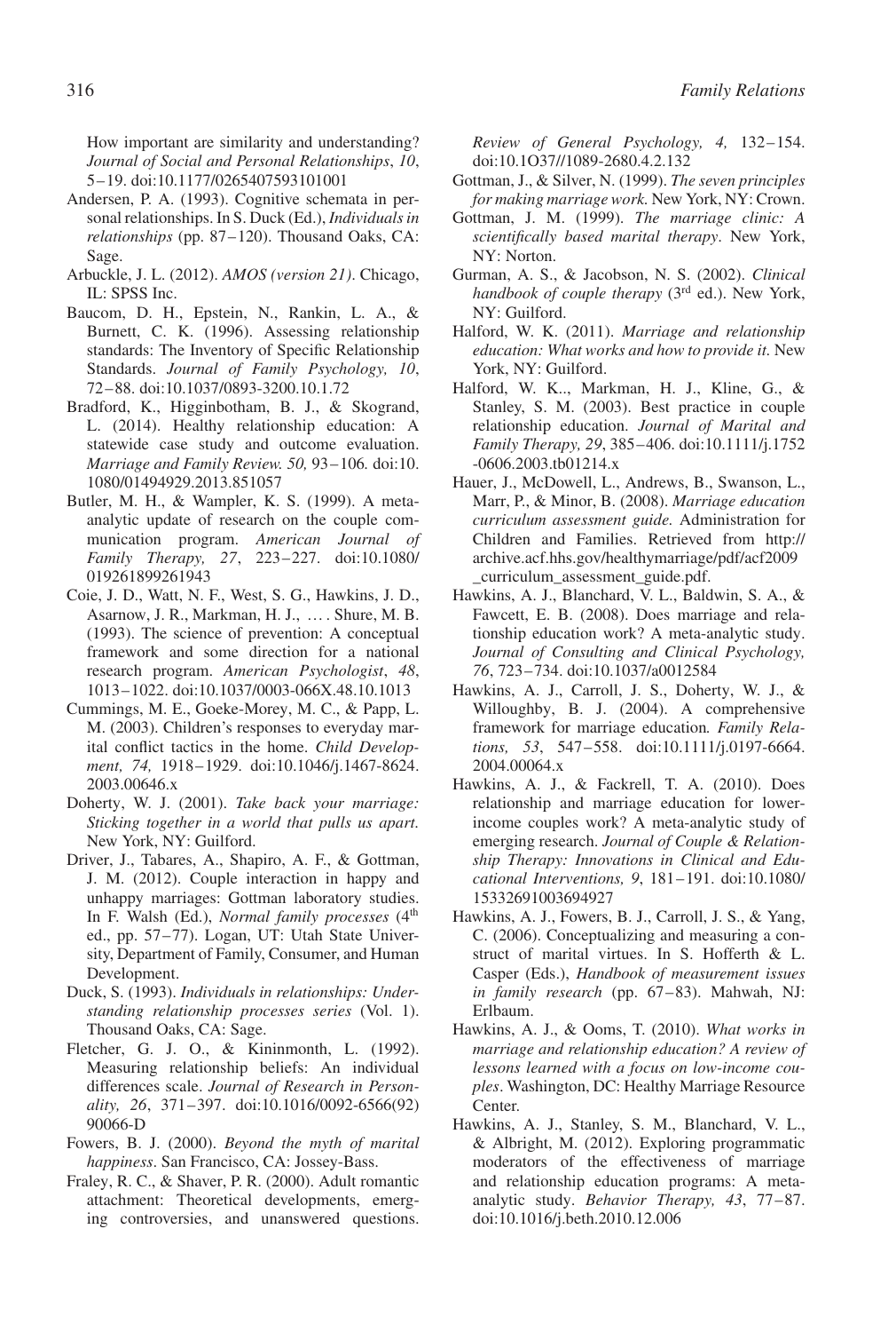How important are similarity and understanding? *Journal of Social and Personal Relationships*, *10*, 5–19. doi:10.1177/0265407593101001

Andersen, P. A. (1993). Cognitive schemata in personal relationships. In S. Duck (Ed.), *Individuals in relationships* (pp. 87–120). Thousand Oaks, CA: Sage.

Arbuckle, J. L. (2012). *AMOS (version 21)*. Chicago, IL: SPSS Inc.

Baucom, D. H., Epstein, N., Rankin, L. A., & Burnett, C. K. (1996). Assessing relationship standards: The Inventory of Specific Relationship Standards. *Journal of Family Psychology, 10*, 72–88. doi:10.1037/0893-3200.10.1.72

Bradford, K., Higginbotham, B. J., & Skogrand, L. (2014). Healthy relationship education: A statewide case study and outcome evaluation. *Marriage and Family Review. 50,* 93–106. doi:10.1080/01494929.2013.851057

Butler, M. H., & Wampler, K. S. (1999). A meta-analytic update of research on the couple communication program. *American Journal of Family Therapy, 27*, 223–227. doi:10.1080/019261899261943

Coie, J. D., Watt, N. F., West, S. G., Hawkins, J. D., Asarnow, J. R., Markman, H. J., … . Shure, M. B. (1993). The science of prevention: A conceptual framework and some direction for a national research program. *American Psychologist*, *48*, 1013–1022. doi:10.1037/0003-066X.48.10.1013

Cummings, M. E., Goeke-Morey, M. C., & Papp, L. M. (2003). Children's responses to everyday marital conflict tactics in the home. *Child Development, 74,* 1918–1929. doi:10.1046/j.1467-8624.2003.00646.x

Doherty, W. J. (2001). *Take back your marriage: Sticking together in a world that pulls us apart.* New York, NY: Guilford.

Driver, J., Tabares, A., Shapiro, A. F., & Gottman, J. M. (2012). Couple interaction in happy and unhappy marriages: Gottman laboratory studies. In F. Walsh (Ed.), *Normal family processes* (4th ed., pp. 57–77). Logan, UT: Utah State University, Department of Family, Consumer, and Human Development.

Duck, S. (1993). *Individuals in relationships: Understanding relationship processes series* (Vol. 1). Thousand Oaks, CA: Sage.

Fletcher, G. J. O., & Kininmonth, L. (1992). Measuring relationship beliefs: An individual differences scale. *Journal of Research in Personality, 26*, 371–397. doi:10.1016/0092-6566(92)90066-D

Fowers, B. J. (2000). *Beyond the myth of marital happiness*. San Francisco, CA: Jossey-Bass.

Fraley, R. C., & Shaver, P. R. (2000). Adult romantic attachment: Theoretical developments, emerging controversies, and unanswered questions. *Review of General Psychology, 4,* 132–154. doi:10.1O37//1089-2680.4.2.132

Gottman, J., & Silver, N. (1999). *The seven principles for making marriage work.* New York, NY: Crown.

Gottman, J. M. (1999). *The marriage clinic: A scientifically based marital therapy*. New York, NY: Norton.

Gurman, A. S., & Jacobson, N. S. (2002). *Clinical handbook of couple therapy* (3rd ed.). New York, NY: Guilford.

Halford, W. K. (2011). *Marriage and relationship education: What works and how to provide it.* New York, NY: Guilford.

Halford, W. K.., Markman, H. J., Kline, G., & Stanley, S. M. (2003). Best practice in couple relationship education. *Journal of Marital and Family Therapy, 29*, 385–406. doi:10.1111/j.1752-0606.2003.tb01214.x

Hauer, J., McDowell, L., Andrews, B., Swanson, L., Marr, P., & Minor, B. (2008). *Marriage education curriculum assessment guide.* Administration for Children and Families. Retrieved from http://archive.acf.hhs.gov/healthymarriage/pdf/acf2009_curriculum_assessment_guide.pdf.

Hawkins, A. J., Blanchard, V. L., Baldwin, S. A., & Fawcett, E. B. (2008). Does marriage and relationship education work? A meta-analytic study. *Journal of Consulting and Clinical Psychology, 76*, 723–734. doi:10.1037/a0012584

Hawkins, A. J., Carroll, J. S., Doherty, W. J., & Willoughby, B. J. (2004). A comprehensive framework for marriage education*. Family Relations, 53*, 547–558. doi:10.1111/j.0197-6664.2004.00064.x

Hawkins, A. J., & Fackrell, T. A. (2010). Does relationship and marriage education for lower-income couples work? A meta-analytic study of emerging research. *Journal of Couple & Relationship Therapy: Innovations in Clinical and Educational Interventions, 9*, 181–191. doi:10.1080/15332691003694927

Hawkins, A. J., Fowers, B. J., Carroll, J. S., & Yang, C. (2006). Conceptualizing and measuring a construct of marital virtues. In S. Hofferth & L. Casper (Eds.), *Handbook of measurement issues in family research* (pp. 67–83). Mahwah, NJ: Erlbaum.

Hawkins, A. J., & Ooms, T. (2010). *What works in marriage and relationship education? A review of lessons learned with a focus on low-income couples*. Washington, DC: Healthy Marriage Resource Center.

Hawkins, A. J., Stanley, S. M., Blanchard, V. L., & Albright, M. (2012). Exploring programmatic moderators of the effectiveness of marriage and relationship education programs: A meta-analytic study. *Behavior Therapy, 43*, 77–87. doi:10.1016/j.beth.2010.12.006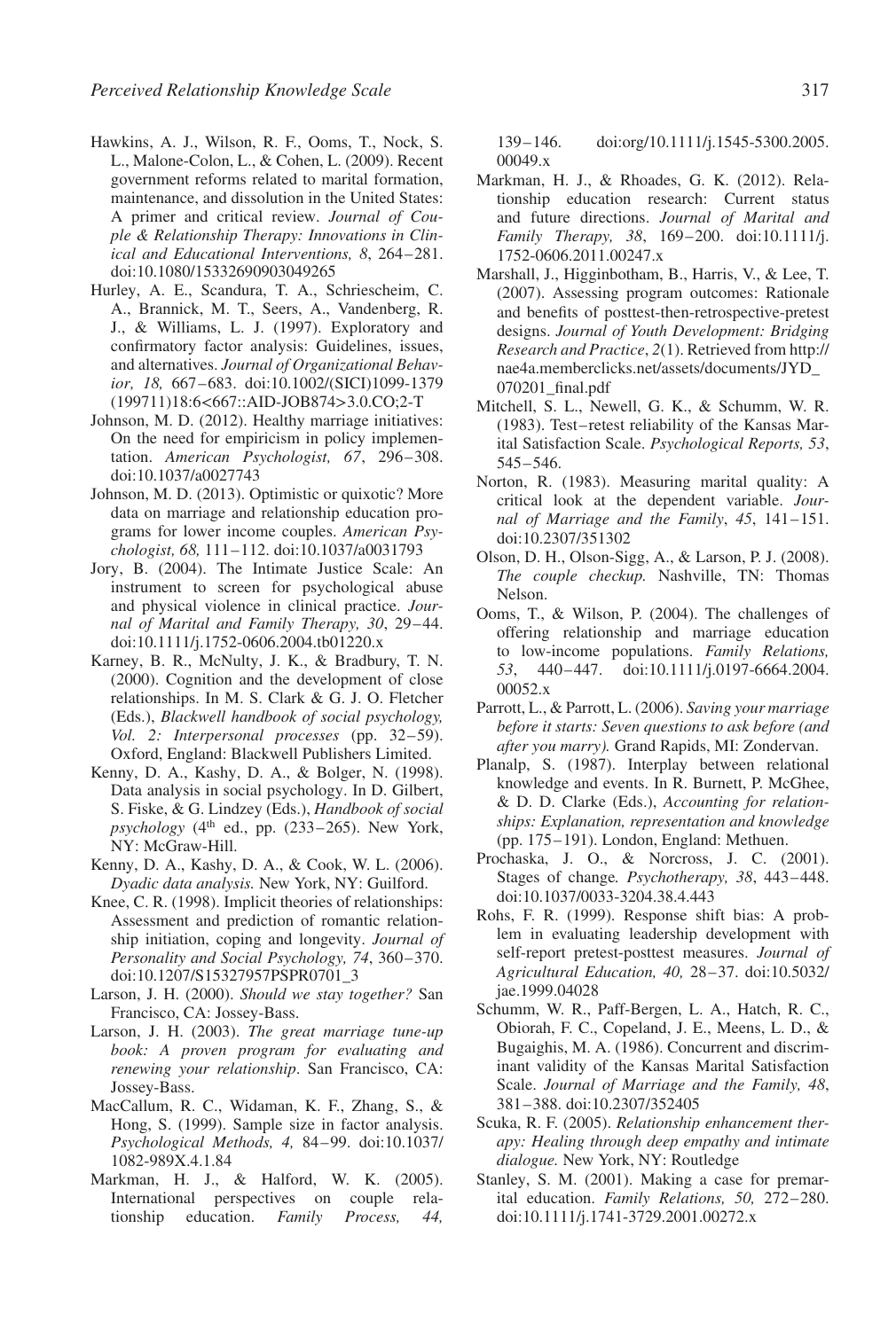Hawkins, A. J., Wilson, R. F., Ooms, T., Nock, S. L., Malone-Colon, L., & Cohen, L. (2009). Recent government reforms related to marital formation, maintenance, and dissolution in the United States: A primer and critical review. *Journal of Couple & Relationship Therapy: Innovations in Clinical and Educational Interventions, 8*, 264–281. doi:10.1080/15332690903049265

Hurley, A. E., Scandura, T. A., Schriescheim, C. A., Brannick, M. T., Seers, A., Vandenberg, R. J., & Williams, L. J. (1997). Exploratory and confirmatory factor analysis: Guidelines, issues, and alternatives. *Journal of Organizational Behavior, 18,* 667–683. doi:10.1002/(SICI)1099-1379(199711)18:6<667::AID-JOB874>3.0.CO;2-T

Johnson, M. D. (2012). Healthy marriage initiatives: On the need for empiricism in policy implementation. *American Psychologist, 67*, 296–308. doi:10.1037/a0027743

Johnson, M. D. (2013). Optimistic or quixotic? More data on marriage and relationship education programs for lower income couples. *American Psychologist, 68,* 111–112. doi:10.1037/a0031793

Jory, B. (2004). The Intimate Justice Scale: An instrument to screen for psychological abuse and physical violence in clinical practice. *Journal of Marital and Family Therapy, 30*, 29–44. doi:10.1111/j.1752-0606.2004.tb01220.x

Karney, B. R., McNulty, J. K., & Bradbury, T. N. (2000). Cognition and the development of close relationships. In M. S. Clark & G. J. O. Fletcher (Eds.), *Blackwell handbook of social psychology, Vol. 2: Interpersonal processes* (pp. 32–59). Oxford, England: Blackwell Publishers Limited.

Kenny, D. A., Kashy, D. A., & Bolger, N. (1998). Data analysis in social psychology. In D. Gilbert, S. Fiske, & G. Lindzey (Eds.), *Handbook of social psychology* (4th ed., pp. (233–265). New York, NY: McGraw-Hill.

Kenny, D. A., Kashy, D. A., & Cook, W. L. (2006). *Dyadic data analysis.* New York, NY: Guilford.

Knee, C. R. (1998). Implicit theories of relationships: Assessment and prediction of romantic relationship initiation, coping and longevity. *Journal of Personality and Social Psychology, 74*, 360–370. doi:10.1207/S15327957PSPR0701_3

Larson, J. H. (2000). *Should we stay together?* San Francisco, CA: Jossey-Bass.

Larson, J. H. (2003). *The great marriage tune-up book: A proven program for evaluating and renewing your relationship*. San Francisco, CA: Jossey-Bass.

MacCallum, R. C., Widaman, K. F., Zhang, S., & Hong, S. (1999). Sample size in factor analysis. *Psychological Methods, 4,* 84–99. doi:10.1037/1082-989X.4.1.84

Markman, H. J., & Halford, W. K. (2005). International perspectives on couple relationship education. *Family Process, 44,* 139–146. doi:org/10.1111/j.1545-5300.2005.00049.x

Markman, H. J., & Rhoades, G. K. (2012). Relationship education research: Current status and future directions. *Journal of Marital and Family Therapy, 38*, 169–200. doi:10.1111/j.1752-0606.2011.00247.x

Marshall, J., Higginbotham, B., Harris, V., & Lee, T. (2007). Assessing program outcomes: Rationale and benefits of posttest-then-retrospective-pretest designs. *Journal of Youth Development: Bridging Research and Practice*, *2*(1). Retrieved from http://nae4a.memberclicks.net/assets/documents/JYD_070201_final.pdf

Mitchell, S. L., Newell, G. K., & Schumm, W. R. (1983). Test–retest reliability of the Kansas Marital Satisfaction Scale. *Psychological Reports, 53*, 545–546.

Norton, R. (1983). Measuring marital quality: A critical look at the dependent variable. *Journal of Marriage and the Family*, *45*, 141–151. doi:10.2307/351302

Olson, D. H., Olson-Sigg, A., & Larson, P. J. (2008). *The couple checkup.* Nashville, TN: Thomas Nelson.

Ooms, T., & Wilson, P. (2004). The challenges of offering relationship and marriage education to low-income populations. *Family Relations, 53*, 440–447. doi:10.1111/j.0197-6664.2004.00052.x

Parrott, L., & Parrott, L. (2006). *Saving your marriage before it starts: Seven questions to ask before (and after you marry).* Grand Rapids, MI: Zondervan.

Planalp, S. (1987). Interplay between relational knowledge and events. In R. Burnett, P. McGhee, & D. D. Clarke (Eds.), *Accounting for relationships: Explanation, representation and knowledge* (pp. 175–191). London, England: Methuen.

Prochaska, J. O., & Norcross, J. C. (2001). Stages of change*. Psychotherapy, 38*, 443–448. doi:10.1037/0033-3204.38.4.443

Rohs, F. R. (1999). Response shift bias: A problem in evaluating leadership development with self-report pretest-posttest measures. *Journal of Agricultural Education, 40,* 28–37. doi:10.5032/jae.1999.04028

Schumm, W. R., Paff-Bergen, L. A., Hatch, R. C., Obiorah, F. C., Copeland, J. E., Meens, L. D., & Bugaighis, M. A. (1986). Concurrent and discriminant validity of the Kansas Marital Satisfaction Scale. *Journal of Marriage and the Family, 48*, 381–388. doi:10.2307/352405

Scuka, R. F. (2005). *Relationship enhancement therapy: Healing through deep empathy and intimate dialogue.* New York, NY: Routledge

Stanley, S. M. (2001). Making a case for premarital education. *Family Relations, 50,* 272–280. doi:10.1111/j.1741-3729.2001.00272.x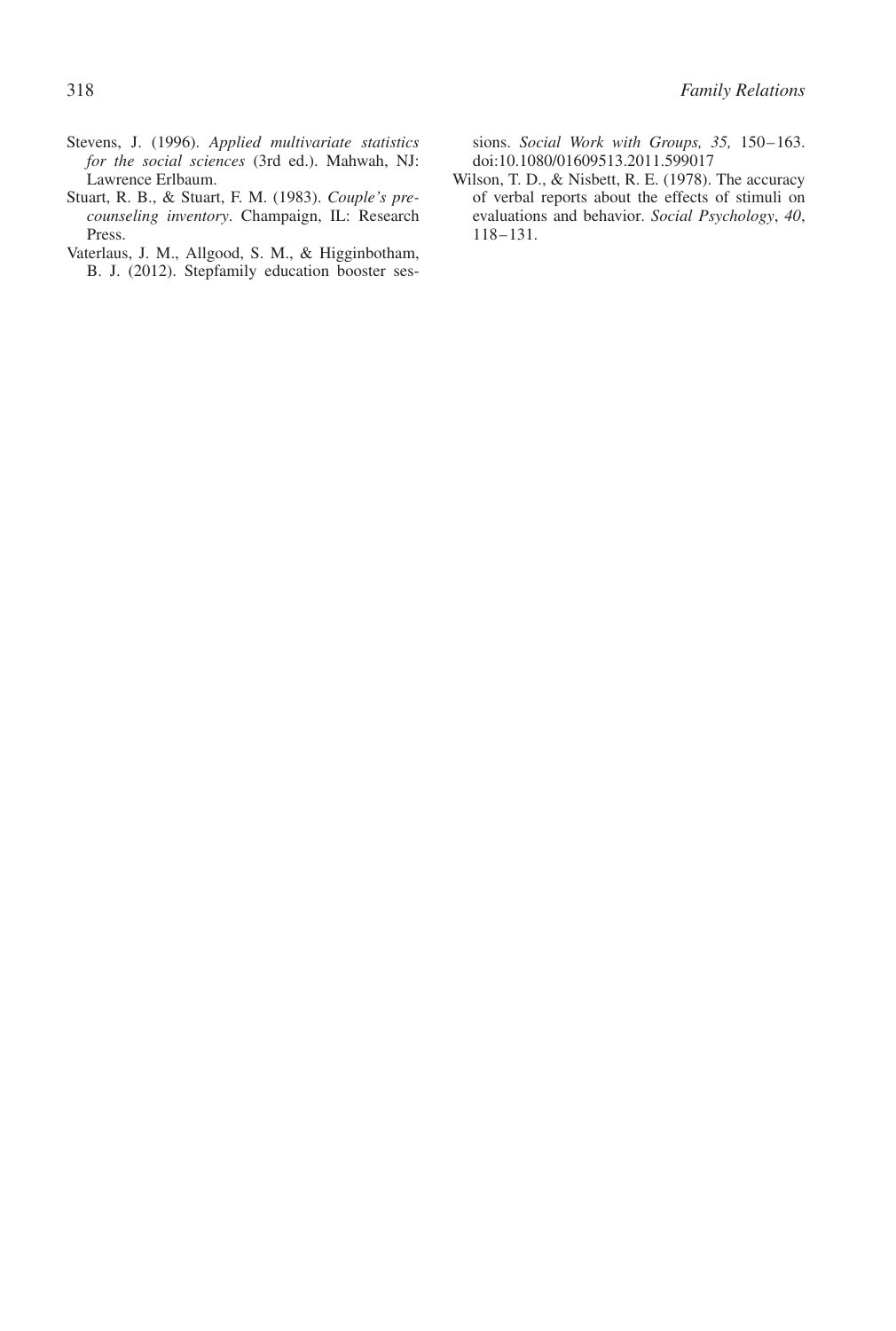Stevens, J. (1996). *Applied multivariate statistics for the social sciences* (3rd ed.). Mahwah, NJ: Lawrence Erlbaum.

Stuart, R. B., & Stuart, F. M. (1983). *Couple's precounseling inventory*. Champaign, IL: Research Press.

Vaterlaus, J. M., Allgood, S. M., & Higginbotham, B. J. (2012). Stepfamily education booster sessions. *Social Work with Groups, 35,* 150–163. doi:10.1080/01609513.2011.599017

Wilson, T. D., & Nisbett, R. E. (1978). The accuracy of verbal reports about the effects of stimuli on evaluations and behavior. *Social Psychology*, *40*, 118–131.